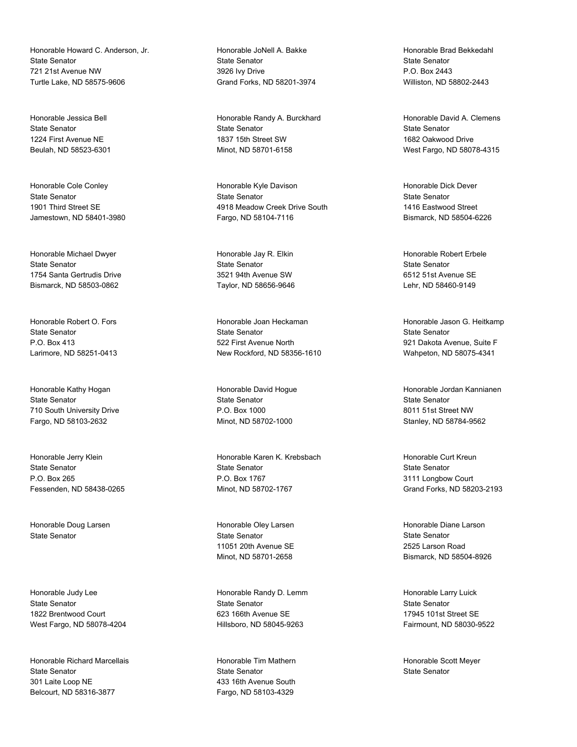Honorable Howard C. Anderson, Jr.
State Senator
721 21st Avenue NW
Turtle Lake, ND 58575-9606

Honorable JoNell A. Bakke
State Senator
3926 Ivy Drive
Grand Forks, ND 58201-3974

Honorable Brad Bekkedahl
State Senator
P.O. Box 2443
Williston, ND 58802-2443

Honorable Jessica Bell
State Senator
1224 First Avenue NE
Beulah, ND 58523-6301

Honorable Randy A. Burckhard
State Senator
1837 15th Street SW
Minot, ND 58701-6158

Honorable David A. Clemens
State Senator
1682 Oakwood Drive
West Fargo, ND 58078-4315

Honorable Cole Conley
State Senator
1901 Third Street SE
Jamestown, ND 58401-3980

Honorable Kyle Davison
State Senator
4918 Meadow Creek Drive South
Fargo, ND 58104-7116

Honorable Dick Dever
State Senator
1416 Eastwood Street
Bismarck, ND 58504-6226

Honorable Michael Dwyer
State Senator
1754 Santa Gertrudis Drive
Bismarck, ND 58503-0862

Honorable Jay R. Elkin
State Senator
3521 94th Avenue SW
Taylor, ND 58656-9646

Honorable Robert Erbele
State Senator
6512 51st Avenue SE
Lehr, ND 58460-9149

Honorable Robert O. Fors
State Senator
P.O. Box 413
Larimore, ND 58251-0413

Honorable Joan Heckaman
State Senator
522 First Avenue North
New Rockford, ND 58356-1610

Honorable Jason G. Heitkamp
State Senator
921 Dakota Avenue, Suite F
Wahpeton, ND 58075-4341

Honorable Kathy Hogan
State Senator
710 South University Drive
Fargo, ND 58103-2632

Honorable David Hogue
State Senator
P.O. Box 1000
Minot, ND 58702-1000

Honorable Jordan Kannianen
State Senator
8011 51st Street NW
Stanley, ND 58784-9562

Honorable Jerry Klein
State Senator
P.O. Box 265
Fessenden, ND 58438-0265

Honorable Karen K. Krebsbach
State Senator
P.O. Box 1767
Minot, ND 58702-1767

Honorable Curt Kreun
State Senator
3111 Longbow Court
Grand Forks, ND 58203-2193

Honorable Doug Larsen
State Senator

Honorable Oley Larsen
State Senator
11051 20th Avenue SE
Minot, ND 58701-2658

Honorable Diane Larson
State Senator
2525 Larson Road
Bismarck, ND 58504-8926

Honorable Judy Lee
State Senator
1822 Brentwood Court
West Fargo, ND 58078-4204

Honorable Randy D. Lemm
State Senator
623 166th Avenue SE
Hillsboro, ND 58045-9263

Honorable Larry Luick
State Senator
17945 101st Street SE
Fairmount, ND 58030-9522

Honorable Richard Marcellais
State Senator
301 Laite Loop NE
Belcourt, ND 58316-3877

Honorable Tim Mathern
State Senator
433 16th Avenue South
Fargo, ND 58103-4329

Honorable Scott Meyer
State Senator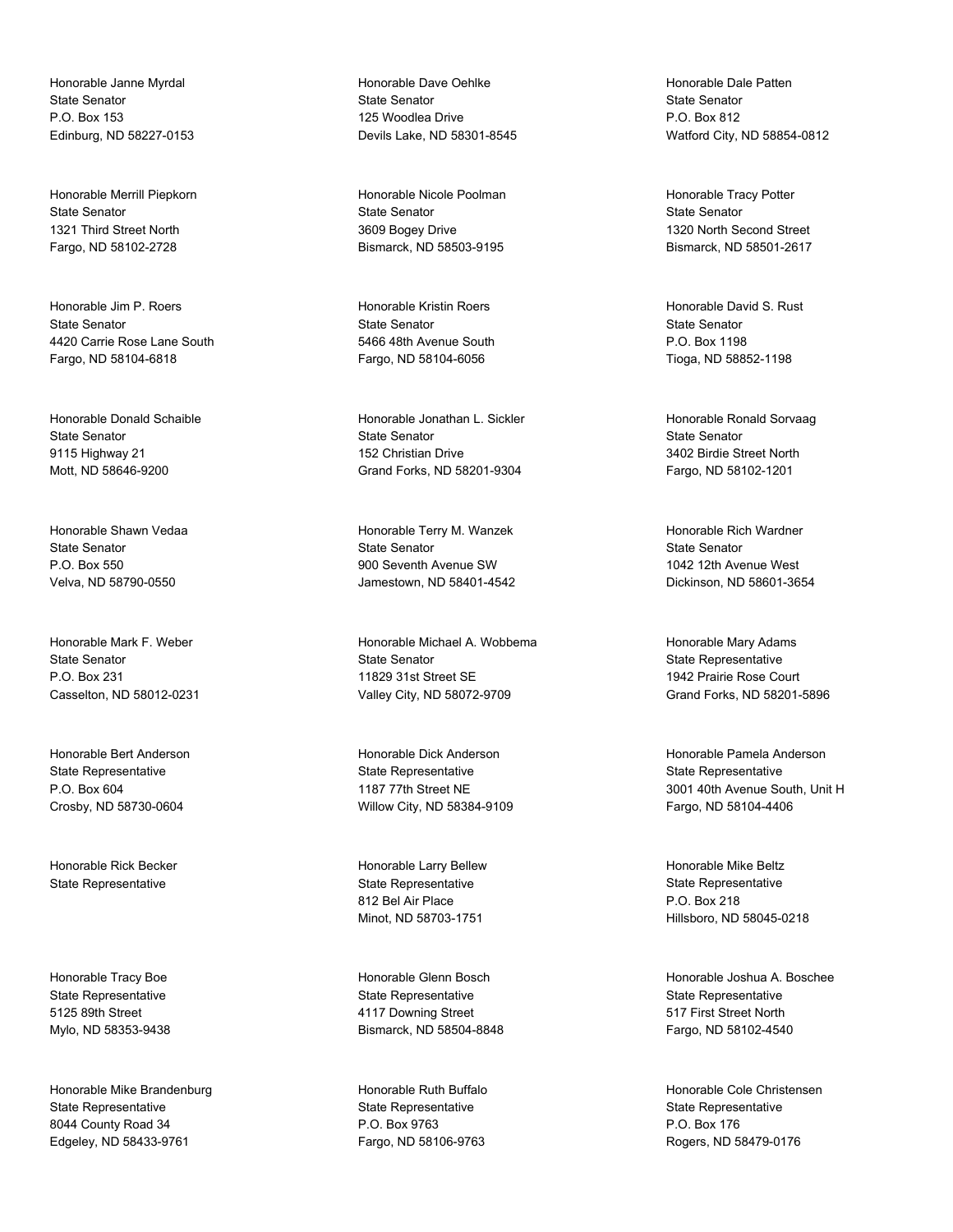Honorable Janne Myrdal
State Senator
P.O. Box 153
Edinburg, ND 58227-0153

Honorable Dave Oehlke
State Senator
125 Woodlea Drive
Devils Lake, ND 58301-8545

Honorable Dale Patten
State Senator
P.O. Box 812
Watford City, ND 58854-0812

Honorable Merrill Piepkorn
State Senator
1321 Third Street North
Fargo, ND 58102-2728

Honorable Nicole Poolman
State Senator
3609 Bogey Drive
Bismarck, ND 58503-9195

Honorable Tracy Potter
State Senator
1320 North Second Street
Bismarck, ND 58501-2617

Honorable Jim P. Roers
State Senator
4420 Carrie Rose Lane South
Fargo, ND 58104-6818

Honorable Kristin Roers
State Senator
5466 48th Avenue South
Fargo, ND 58104-6056

Honorable David S. Rust
State Senator
P.O. Box 1198
Tioga, ND 58852-1198

Honorable Donald Schaible
State Senator
9115 Highway 21
Mott, ND 58646-9200

Honorable Jonathan L. Sickler
State Senator
152 Christian Drive
Grand Forks, ND 58201-9304

Honorable Ronald Sorvaag
State Senator
3402 Birdie Street North
Fargo, ND 58102-1201

Honorable Shawn Vedaa
State Senator
P.O. Box 550
Velva, ND 58790-0550

Honorable Terry M. Wanzek
State Senator
900 Seventh Avenue SW
Jamestown, ND 58401-4542

Honorable Rich Wardner
State Senator
1042 12th Avenue West
Dickinson, ND 58601-3654

Honorable Mark F. Weber
State Senator
P.O. Box 231
Casselton, ND 58012-0231

Honorable Michael A. Wobbema
State Senator
11829 31st Street SE
Valley City, ND 58072-9709

Honorable Mary Adams
State Representative
1942 Prairie Rose Court
Grand Forks, ND 58201-5896

Honorable Bert Anderson
State Representative
P.O. Box 604
Crosby, ND 58730-0604

Honorable Dick Anderson
State Representative
1187 77th Street NE
Willow City, ND 58384-9109

Honorable Pamela Anderson
State Representative
3001 40th Avenue South, Unit H
Fargo, ND 58104-4406

Honorable Rick Becker
State Representative

Honorable Larry Bellew
State Representative
812 Bel Air Place
Minot, ND 58703-1751

Honorable Mike Beltz
State Representative
P.O. Box 218
Hillsboro, ND 58045-0218

Honorable Tracy Boe
State Representative
5125 89th Street
Mylo, ND 58353-9438

Honorable Glenn Bosch
State Representative
4117 Downing Street
Bismarck, ND 58504-8848

Honorable Joshua A. Boschee
State Representative
517 First Street North
Fargo, ND 58102-4540

Honorable Mike Brandenburg
State Representative
8044 County Road 34
Edgeley, ND 58433-9761

Honorable Ruth Buffalo
State Representative
P.O. Box 9763
Fargo, ND 58106-9763

Honorable Cole Christensen
State Representative
P.O. Box 176
Rogers, ND 58479-0176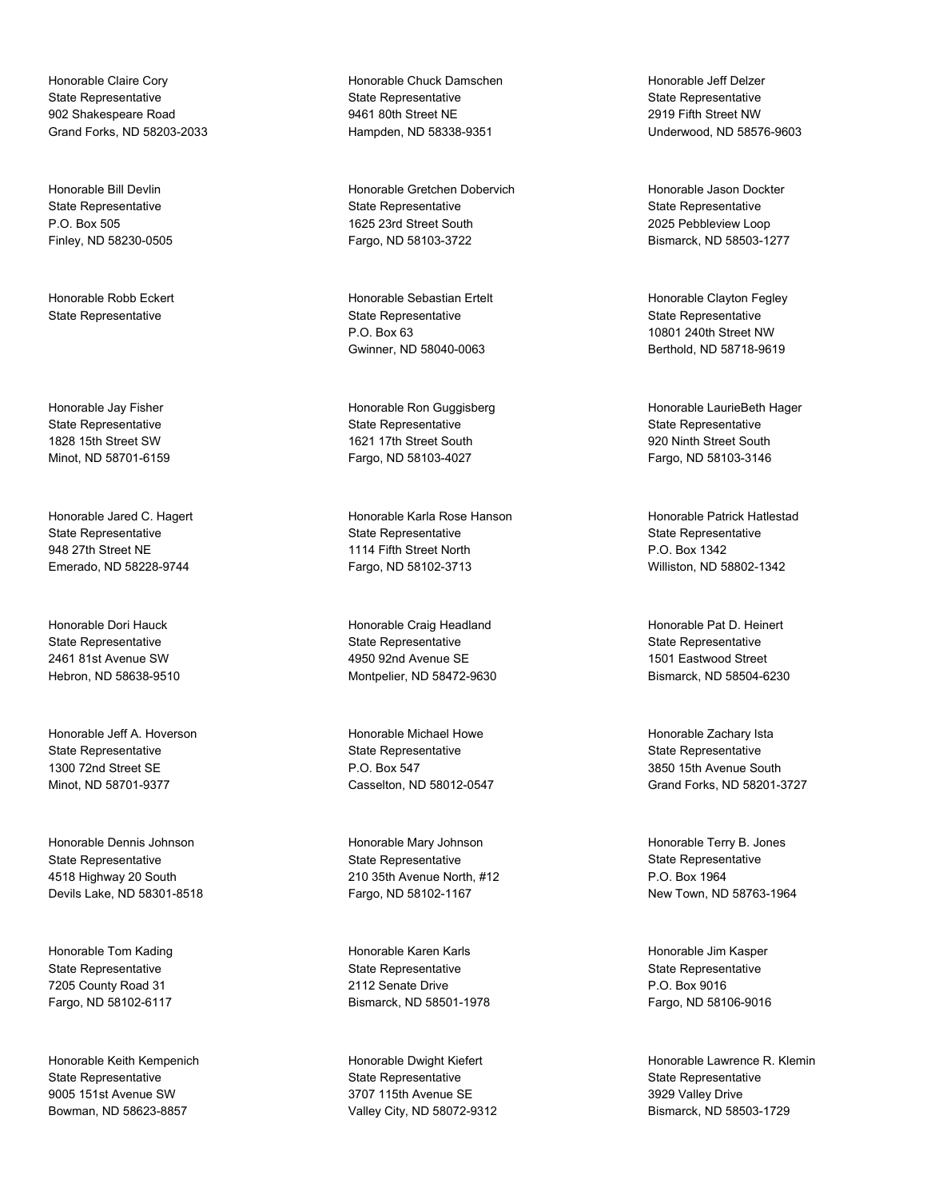Honorable Claire Cory
State Representative
902 Shakespeare Road
Grand Forks, ND 58203-2033

Honorable Chuck Damschen
State Representative
9461 80th Street NE
Hampden, ND 58338-9351

Honorable Jeff Delzer
State Representative
2919 Fifth Street NW
Underwood, ND 58576-9603

Honorable Bill Devlin
State Representative
P.O. Box 505
Finley, ND 58230-0505

Honorable Gretchen Dobervich
State Representative
1625 23rd Street South
Fargo, ND 58103-3722

Honorable Jason Dockter
State Representative
2025 Pebbleview Loop
Bismarck, ND 58503-1277

Honorable Robb Eckert
State Representative

Honorable Sebastian Ertelt
State Representative
P.O. Box 63
Gwinner, ND 58040-0063

Honorable Clayton Fegley
State Representative
10801 240th Street NW
Berthold, ND 58718-9619

Honorable Jay Fisher
State Representative
1828 15th Street SW
Minot, ND 58701-6159

Honorable Ron Guggisberg
State Representative
1621 17th Street South
Fargo, ND 58103-4027

Honorable LaurieBeth Hager
State Representative
920 Ninth Street South
Fargo, ND 58103-3146

Honorable Jared C. Hagert
State Representative
948 27th Street NE
Emerado, ND 58228-9744

Honorable Karla Rose Hanson
State Representative
1114 Fifth Street North
Fargo, ND 58102-3713

Honorable Patrick Hatlestad
State Representative
P.O. Box 1342
Williston, ND 58802-1342

Honorable Dori Hauck
State Representative
2461 81st Avenue SW
Hebron, ND 58638-9510

Honorable Craig Headland
State Representative
4950 92nd Avenue SE
Montpelier, ND 58472-9630

Honorable Pat D. Heinert
State Representative
1501 Eastwood Street
Bismarck, ND 58504-6230

Honorable Jeff A. Hoverson
State Representative
1300 72nd Street SE
Minot, ND 58701-9377

Honorable Michael Howe
State Representative
P.O. Box 547
Casselton, ND 58012-0547

Honorable Zachary Ista
State Representative
3850 15th Avenue South
Grand Forks, ND 58201-3727

Honorable Dennis Johnson
State Representative
4518 Highway 20 South
Devils Lake, ND 58301-8518

Honorable Mary Johnson
State Representative
210 35th Avenue North, #12
Fargo, ND 58102-1167

Honorable Terry B. Jones
State Representative
P.O. Box 1964
New Town, ND 58763-1964

Honorable Tom Kading
State Representative
7205 County Road 31
Fargo, ND 58102-6117

Honorable Karen Karls
State Representative
2112 Senate Drive
Bismarck, ND 58501-1978

Honorable Jim Kasper
State Representative
P.O. Box 9016
Fargo, ND 58106-9016

Honorable Keith Kempenich
State Representative
9005 151st Avenue SW
Bowman, ND 58623-8857

Honorable Dwight Kiefert
State Representative
3707 115th Avenue SE
Valley City, ND 58072-9312

Honorable Lawrence R. Klemin
State Representative
3929 Valley Drive
Bismarck, ND 58503-1729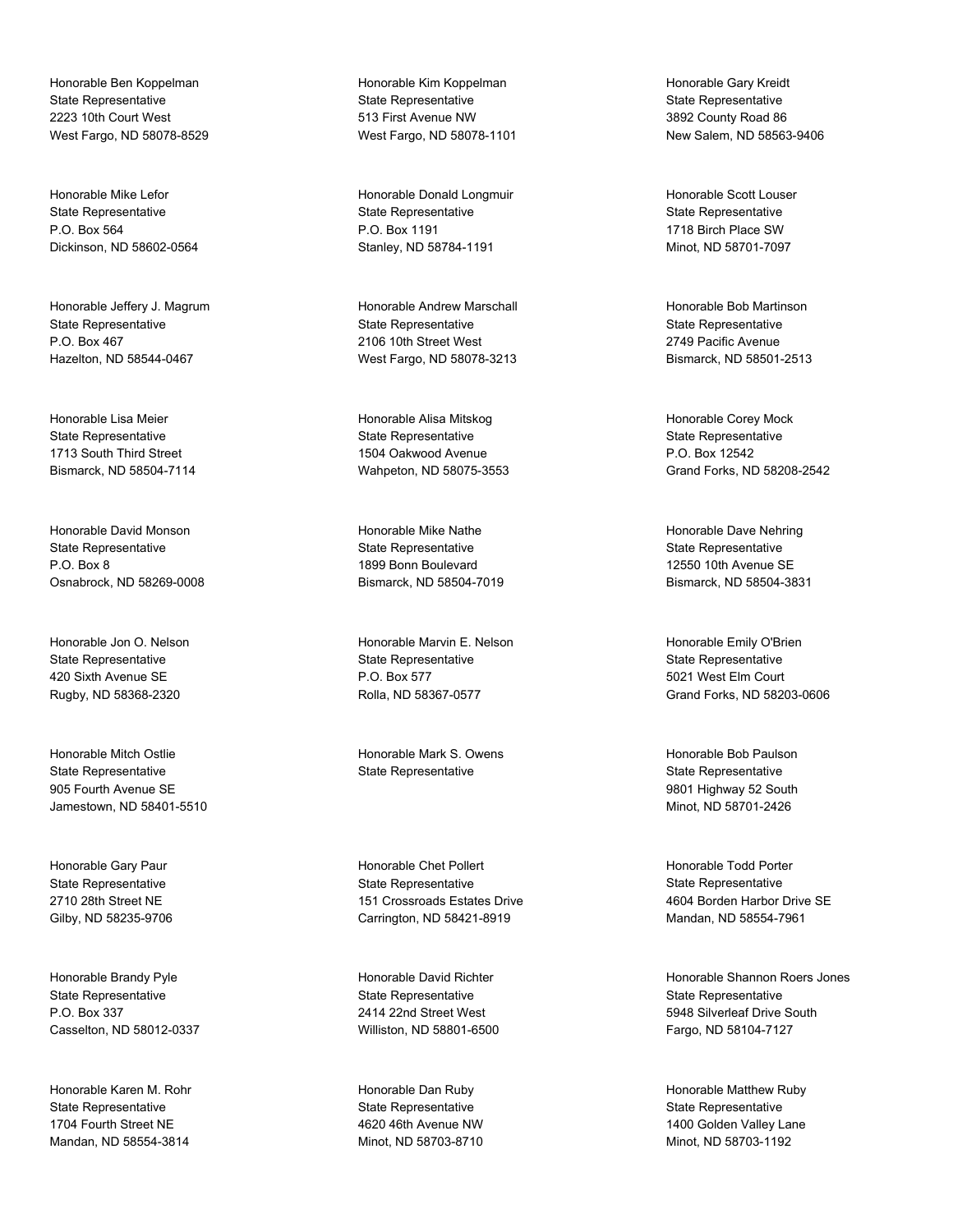Honorable Ben Koppelman
State Representative
2223 10th Court West
West Fargo, ND 58078-8529

Honorable Kim Koppelman
State Representative
513 First Avenue NW
West Fargo, ND 58078-1101

Honorable Gary Kreidt
State Representative
3892 County Road 86
New Salem, ND 58563-9406

Honorable Mike Lefor
State Representative
P.O. Box 564
Dickinson, ND 58602-0564

Honorable Donald Longmuir
State Representative
P.O. Box 1191
Stanley, ND 58784-1191

Honorable Scott Louser
State Representative
1718 Birch Place SW
Minot, ND 58701-7097

Honorable Jeffery J. Magrum
State Representative
P.O. Box 467
Hazelton, ND 58544-0467

Honorable Andrew Marschall
State Representative
2106 10th Street West
West Fargo, ND 58078-3213

Honorable Bob Martinson
State Representative
2749 Pacific Avenue
Bismarck, ND 58501-2513

Honorable Lisa Meier
State Representative
1713 South Third Street
Bismarck, ND 58504-7114

Honorable Alisa Mitskog
State Representative
1504 Oakwood Avenue
Wahpeton, ND 58075-3553

Honorable Corey Mock
State Representative
P.O. Box 12542
Grand Forks, ND 58208-2542

Honorable David Monson
State Representative
P.O. Box 8
Osnabrock, ND 58269-0008

Honorable Mike Nathe
State Representative
1899 Bonn Boulevard
Bismarck, ND 58504-7019

Honorable Dave Nehring
State Representative
12550 10th Avenue SE
Bismarck, ND 58504-3831

Honorable Jon O. Nelson
State Representative
420 Sixth Avenue SE
Rugby, ND 58368-2320

Honorable Marvin E. Nelson
State Representative
P.O. Box 577
Rolla, ND 58367-0577

Honorable Emily O'Brien
State Representative
5021 West Elm Court
Grand Forks, ND 58203-0606

Honorable Mitch Ostlie
State Representative
905 Fourth Avenue SE
Jamestown, ND 58401-5510

Honorable Mark S. Owens
State Representative

Honorable Bob Paulson
State Representative
9801 Highway 52 South
Minot, ND 58701-2426

Honorable Gary Paur
State Representative
2710 28th Street NE
Gilby, ND 58235-9706

Honorable Chet Pollert
State Representative
151 Crossroads Estates Drive
Carrington, ND 58421-8919

Honorable Todd Porter
State Representative
4604 Borden Harbor Drive SE
Mandan, ND 58554-7961

Honorable Brandy Pyle
State Representative
P.O. Box 337
Casselton, ND 58012-0337

Honorable David Richter
State Representative
2414 22nd Street West
Williston, ND 58801-6500

Honorable Shannon Roers Jones
State Representative
5948 Silverleaf Drive South
Fargo, ND 58104-7127

Honorable Karen M. Rohr
State Representative
1704 Fourth Street NE
Mandan, ND 58554-3814

Honorable Dan Ruby
State Representative
4620 46th Avenue NW
Minot, ND 58703-8710

Honorable Matthew Ruby
State Representative
1400 Golden Valley Lane
Minot, ND 58703-1192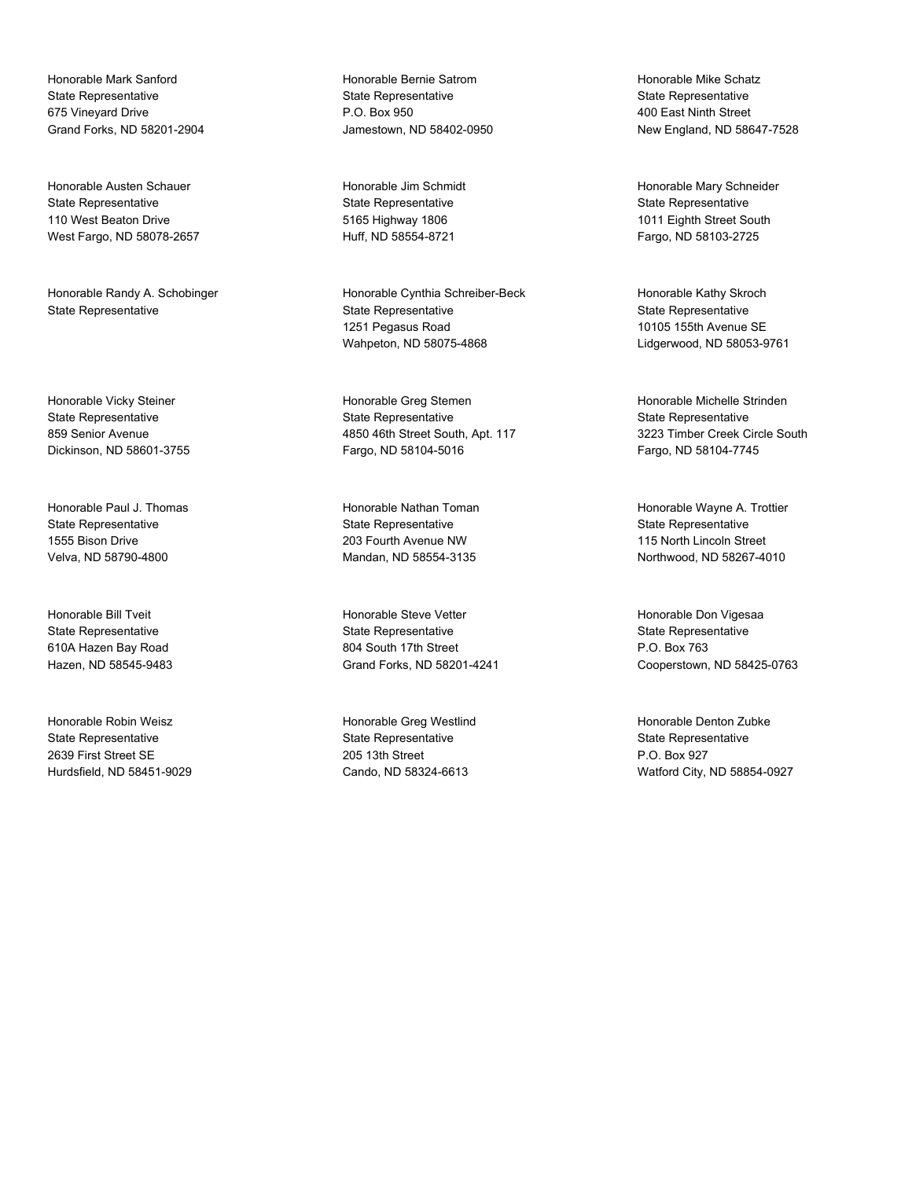Honorable Mark Sanford
State Representative
675 Vineyard Drive
Grand Forks, ND 58201-2904

Honorable Bernie Satrom
State Representative
P.O. Box 950
Jamestown, ND 58402-0950

Honorable Mike Schatz
State Representative
400 East Ninth Street
New England, ND 58647-7528

Honorable Austen Schauer
State Representative
110 West Beaton Drive
West Fargo, ND 58078-2657

Honorable Jim Schmidt
State Representative
5165 Highway 1806
Huff, ND 58554-8721

Honorable Mary Schneider
State Representative
1011 Eighth Street South
Fargo, ND 58103-2725

Honorable Randy A. Schobinger
State Representative

Honorable Cynthia Schreiber-Beck
State Representative
1251 Pegasus Road
Wahpeton, ND 58075-4868

Honorable Kathy Skroch
State Representative
10105 155th Avenue SE
Lidgerwood, ND 58053-9761

Honorable Vicky Steiner
State Representative
859 Senior Avenue
Dickinson, ND 58601-3755

Honorable Greg Stemen
State Representative
4850 46th Street South, Apt. 117
Fargo, ND 58104-5016

Honorable Michelle Strinden
State Representative
3223 Timber Creek Circle South
Fargo, ND 58104-7745

Honorable Paul J. Thomas
State Representative
1555 Bison Drive
Velva, ND 58790-4800

Honorable Nathan Toman
State Representative
203 Fourth Avenue NW
Mandan, ND 58554-3135

Honorable Wayne A. Trottier
State Representative
115 North Lincoln Street
Northwood, ND 58267-4010

Honorable Bill Tveit
State Representative
610A Hazen Bay Road
Hazen, ND 58545-9483

Honorable Steve Vetter
State Representative
804 South 17th Street
Grand Forks, ND 58201-4241

Honorable Don Vigesaa
State Representative
P.O. Box 763
Cooperstown, ND 58425-0763

Honorable Robin Weisz
State Representative
2639 First Street SE
Hurdsfield, ND 58451-9029

Honorable Greg Westlind
State Representative
205 13th Street
Cando, ND 58324-6613

Honorable Denton Zubke
State Representative
P.O. Box 927
Watford City, ND 58854-0927